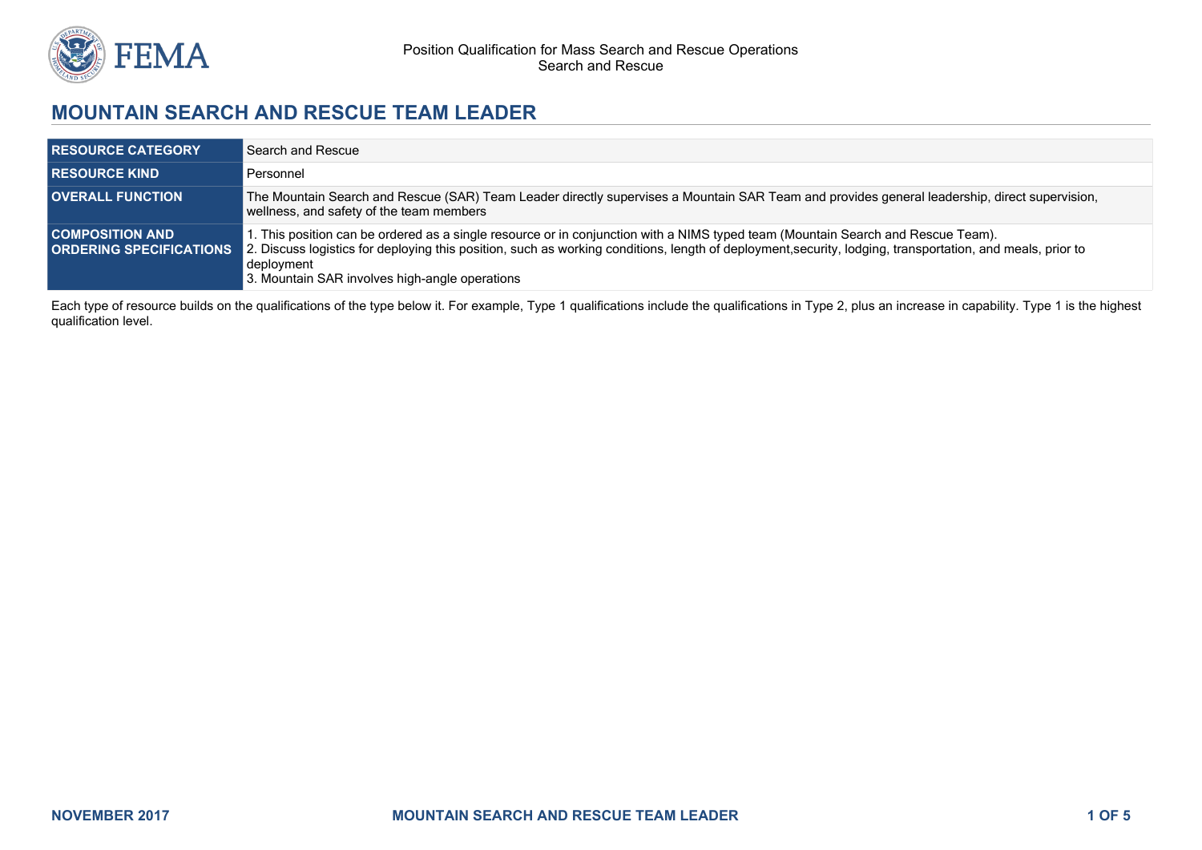# MOUNTAIN SEARCH AND RESCUE TEAM LEADER

| | |
|---|---|
| **RESOURCE CATEGORY** | Search and Rescue |
| **RESOURCE KIND** | Personnel |
| **OVERALL FUNCTION** | The Mountain Search and Rescue (SAR) Team Leader directly supervises a Mountain SAR Team and provides general leadership, direct supervision, wellness, and safety of the team members |
| **COMPOSITION AND ORDERING SPECIFICATIONS** | 1. This position can be ordered as a single resource or in conjunction with a NIMS typed team (Mountain Search and Rescue Team).<br>2. Discuss logistics for deploying this position, such as working conditions, length of deployment,security, lodging, transportation, and meals, prior to deployment<br>3. Mountain SAR involves high-angle operations |

Each type of resource builds on the qualifications of the type below it. For example, Type 1 qualifications include the qualifications in Type 2, plus an increase in capability. Type 1 is the highest qualification level.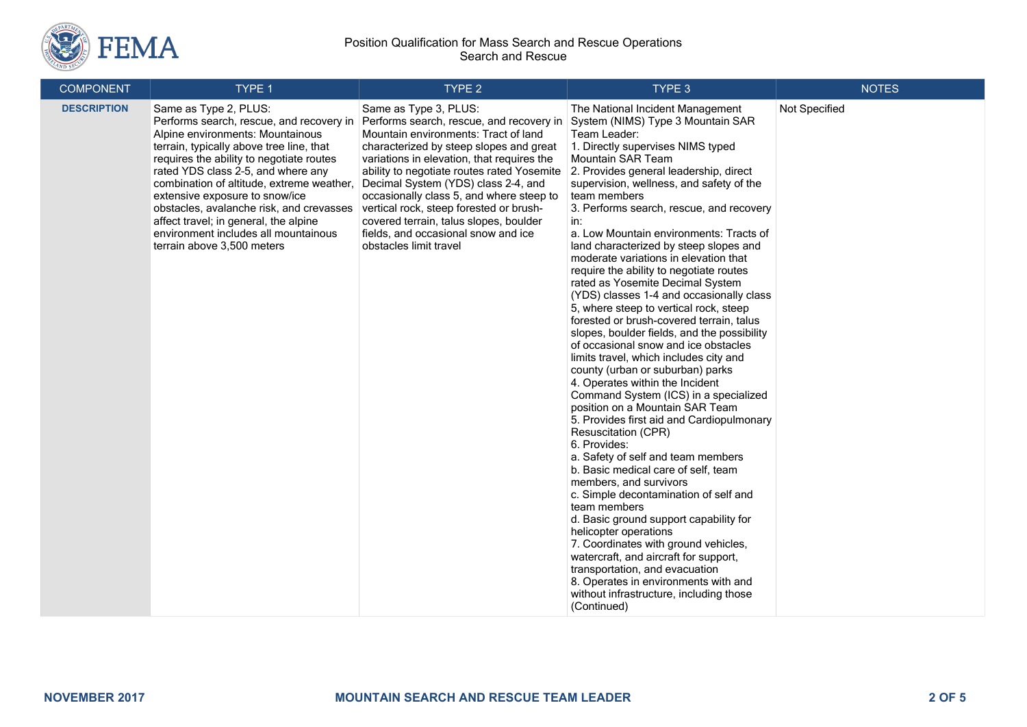| COMPONENT | TYPE 1 | TYPE 2 | TYPE 3 | NOTES |
|---|---|---|---|---|
| **DESCRIPTION** | Same as Type 2, PLUS:<br>Performs search, rescue, and recovery in Alpine environments: Mountainous terrain, typically above tree line, that requires the ability to negotiate routes rated YDS class 2-5, and where any combination of altitude, extreme weather, extensive exposure to snow/ice obstacles, avalanche risk, and crevasses affect travel; in general, the alpine environment includes all mountainous terrain above 3,500 meters | Same as Type 3, PLUS:<br>Performs search, rescue, and recovery in Mountain environments: Tract of land characterized by steep slopes and great variations in elevation, that requires the ability to negotiate routes rated Yosemite Decimal System (YDS) class 2-4, and occasionally class 5, and where steep to vertical rock, steep forested or brush-covered terrain, talus slopes, boulder fields, and occasional snow and ice obstacles limit travel | The National Incident Management System (NIMS) Type 3 Mountain SAR Team Leader:<br>1. Directly supervises NIMS typed Mountain SAR Team<br>2. Provides general leadership, direct supervision, wellness, and safety of the team members<br>3. Performs search, rescue, and recovery in:<br>a. Low Mountain environments: Tracts of land characterized by steep slopes and moderate variations in elevation that require the ability to negotiate routes rated as Yosemite Decimal System (YDS) classes 1-4 and occasionally class 5, where steep to vertical rock, steep forested or brush-covered terrain, talus slopes, boulder fields, and the possibility of occasional snow and ice obstacles limits travel, which includes city and county (urban or suburban) parks<br>4. Operates within the Incident Command System (ICS) in a specialized position on a Mountain SAR Team<br>5. Provides first aid and Cardiopulmonary Resuscitation (CPR)<br>6. Provides:<br>a. Safety of self and team members<br>b. Basic medical care of self, team members, and survivors<br>c. Simple decontamination of self and team members<br>d. Basic ground support capability for helicopter operations<br>7. Coordinates with ground vehicles, watercraft, and aircraft for support, transportation, and evacuation<br>8. Operates in environments with and without infrastructure, including those (Continued) | Not Specified |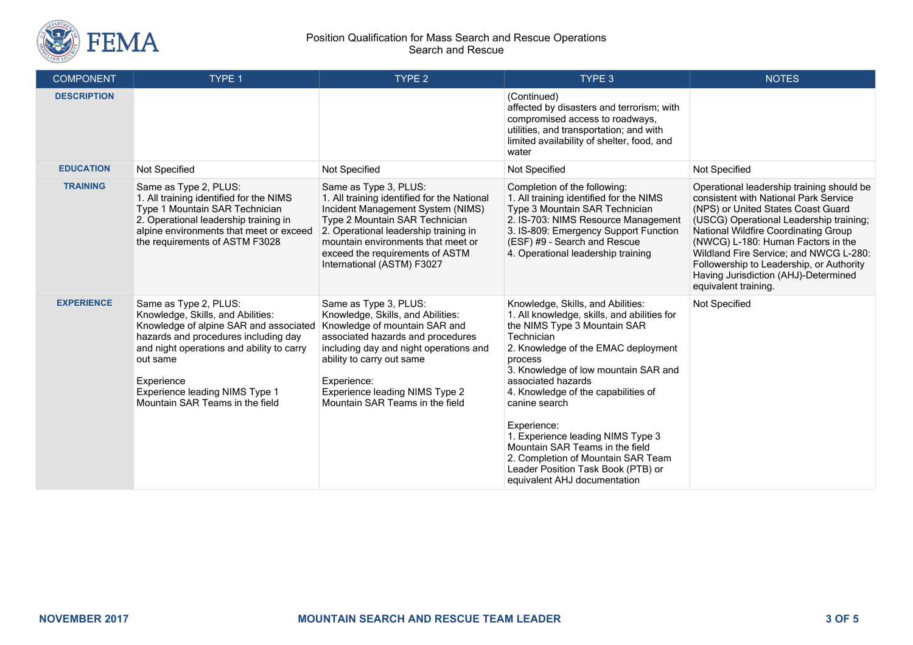| COMPONENT | TYPE 1 | TYPE 2 | TYPE 3 | NOTES |
|---|---|---|---|---|
| **DESCRIPTION** | | | (Continued)<br>affected by disasters and terrorism; with compromised access to roadways, utilities, and transportation; and with limited availability of shelter, food, and water | |
| **EDUCATION** | Not Specified | Not Specified | Not Specified | Not Specified |
| **TRAINING** | Same as Type 2, PLUS:<br>1. All training identified for the NIMS Type 1 Mountain SAR Technician<br>2. Operational leadership training in alpine environments that meet or exceed the requirements of ASTM F3028 | Same as Type 3, PLUS:<br>1. All training identified for the National Incident Management System (NIMS) Type 2 Mountain SAR Technician<br>2. Operational leadership training in mountain environments that meet or exceed the requirements of ASTM International (ASTM) F3027 | Completion of the following:<br>1. All training identified for the NIMS Type 3 Mountain SAR Technician<br>2. IS-703: NIMS Resource Management<br>3. IS-809: Emergency Support Function (ESF) #9 - Search and Rescue<br>4. Operational leadership training | Operational leadership training should be consistent with National Park Service (NPS) or United States Coast Guard (USCG) Operational Leadership training; National Wildfire Coordinating Group (NWCG) L-180: Human Factors in the Wildland Fire Service; and NWCG L-280: Followership to Leadership, or Authority Having Jurisdiction (AHJ)-Determined equivalent training. |
| **EXPERIENCE** | Same as Type 2, PLUS:<br>Knowledge, Skills, and Abilities:<br>Knowledge of alpine SAR and associated hazards and procedures including day and night operations and ability to carry out same<br><br>Experience<br>Experience leading NIMS Type 1 Mountain SAR Teams in the field | Same as Type 3, PLUS:<br>Knowledge, Skills, and Abilities:<br>Knowledge of mountain SAR and associated hazards and procedures including day and night operations and ability to carry out same<br><br>Experience:<br>Experience leading NIMS Type 2 Mountain SAR Teams in the field | Knowledge, Skills, and Abilities:<br>1. All knowledge, skills, and abilities for the NIMS Type 3 Mountain SAR Technician<br>2. Knowledge of the EMAC deployment process<br>3. Knowledge of low mountain SAR and associated hazards<br>4. Knowledge of the capabilities of canine search<br><br>Experience:<br>1. Experience leading NIMS Type 3 Mountain SAR Teams in the field<br>2. Completion of Mountain SAR Team Leader Position Task Book (PTB) or equivalent AHJ documentation | Not Specified |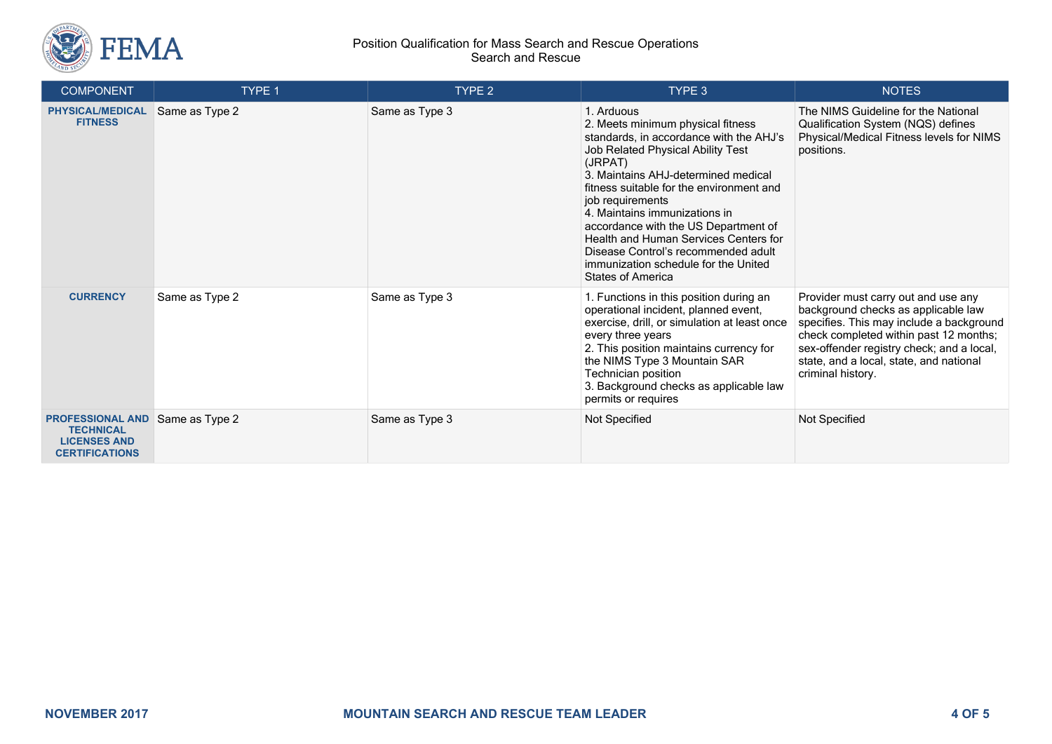| COMPONENT | TYPE 1 | TYPE 2 | TYPE 3 | NOTES |
|---|---|---|---|---|
| **PHYSICAL/MEDICAL FITNESS** | Same as Type 2 | Same as Type 3 | 1. Arduous<br>2. Meets minimum physical fitness standards, in accordance with the AHJ's Job Related Physical Ability Test (JRPAT)<br>3. Maintains AHJ-determined medical fitness suitable for the environment and job requirements<br>4. Maintains immunizations in accordance with the US Department of Health and Human Services Centers for Disease Control's recommended adult immunization schedule for the United States of America | The NIMS Guideline for the National Qualification System (NQS) defines Physical/Medical Fitness levels for NIMS positions. |
| **CURRENCY** | Same as Type 2 | Same as Type 3 | 1. Functions in this position during an operational incident, planned event, exercise, drill, or simulation at least once every three years<br>2. This position maintains currency for the NIMS Type 3 Mountain SAR Technician position<br>3. Background checks as applicable law permits or requires | Provider must carry out and use any background checks as applicable law specifies. This may include a background check completed within past 12 months; sex-offender registry check; and a local, state, and a local, state, and national criminal history. |
| **PROFESSIONAL AND TECHNICAL LICENSES AND CERTIFICATIONS** | Same as Type 2 | Same as Type 3 | Not Specified | Not Specified |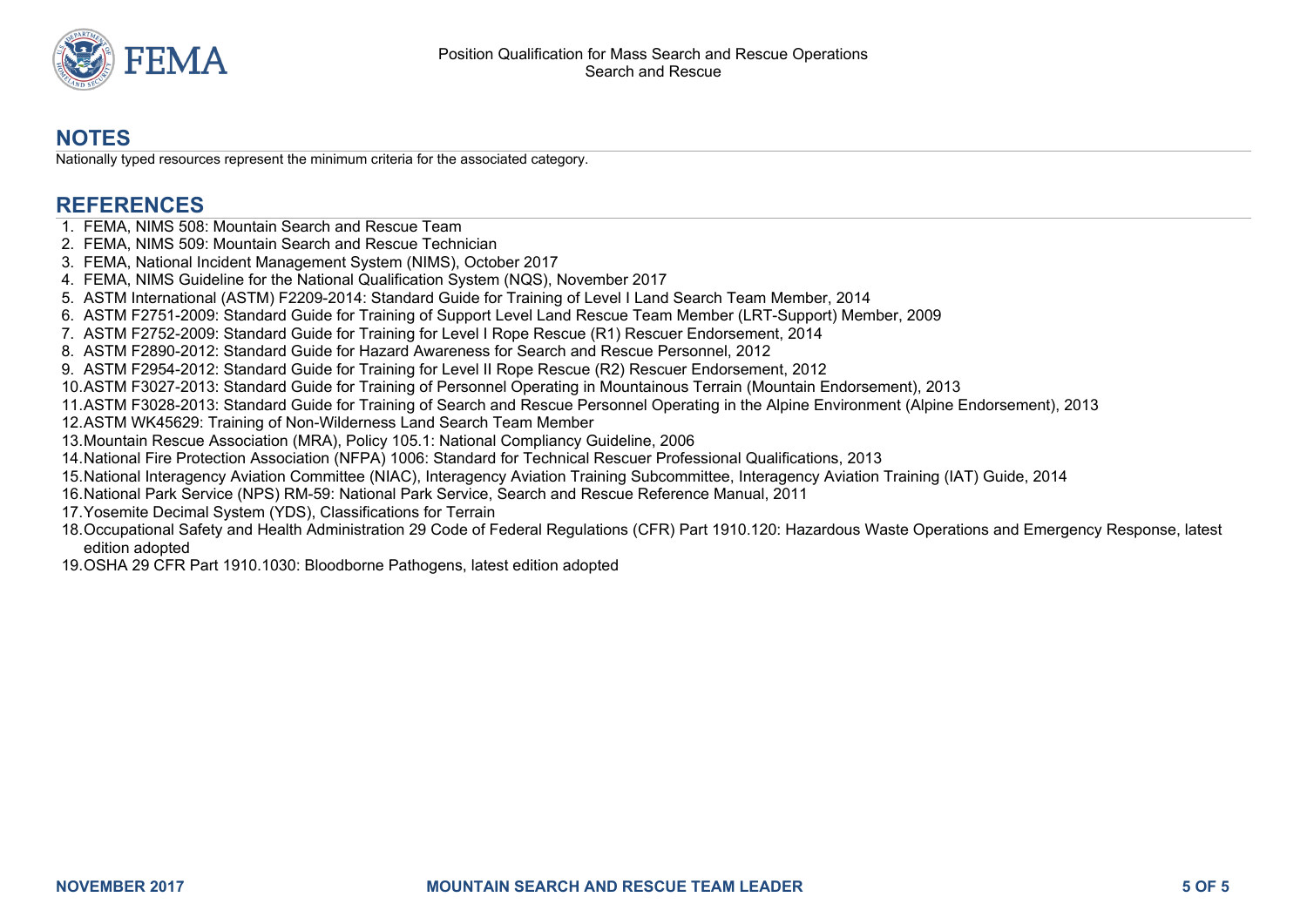## NOTES

Nationally typed resources represent the minimum criteria for the associated category.

## REFERENCES

1. FEMA, NIMS 508: Mountain Search and Rescue Team
2. FEMA, NIMS 509: Mountain Search and Rescue Technician
3. FEMA, National Incident Management System (NIMS), October 2017
4. FEMA, NIMS Guideline for the National Qualification System (NQS), November 2017
5. ASTM International (ASTM) F2209-2014: Standard Guide for Training of Level I Land Search Team Member, 2014
6. ASTM F2751-2009: Standard Guide for Training of Support Level Land Rescue Team Member (LRT-Support) Member, 2009
7. ASTM F2752-2009: Standard Guide for Training for Level I Rope Rescue (R1) Rescuer Endorsement, 2014
8. ASTM F2890-2012: Standard Guide for Hazard Awareness for Search and Rescue Personnel, 2012
9. ASTM F2954-2012: Standard Guide for Training for Level II Rope Rescue (R2) Rescuer Endorsement, 2012
10. ASTM F3027-2013: Standard Guide for Training of Personnel Operating in Mountainous Terrain (Mountain Endorsement), 2013
11. ASTM F3028-2013: Standard Guide for Training of Search and Rescue Personnel Operating in the Alpine Environment (Alpine Endorsement), 2013
12. ASTM WK45629: Training of Non-Wilderness Land Search Team Member
13. Mountain Rescue Association (MRA), Policy 105.1: National Compliancy Guideline, 2006
14. National Fire Protection Association (NFPA) 1006: Standard for Technical Rescuer Professional Qualifications, 2013
15. National Interagency Aviation Committee (NIAC), Interagency Aviation Training Subcommittee, Interagency Aviation Training (IAT) Guide, 2014
16. National Park Service (NPS) RM-59: National Park Service, Search and Rescue Reference Manual, 2011
17. Yosemite Decimal System (YDS), Classifications for Terrain
18. Occupational Safety and Health Administration 29 Code of Federal Regulations (CFR) Part 1910.120: Hazardous Waste Operations and Emergency Response, latest edition adopted
19. OSHA 29 CFR Part 1910.1030: Bloodborne Pathogens, latest edition adopted